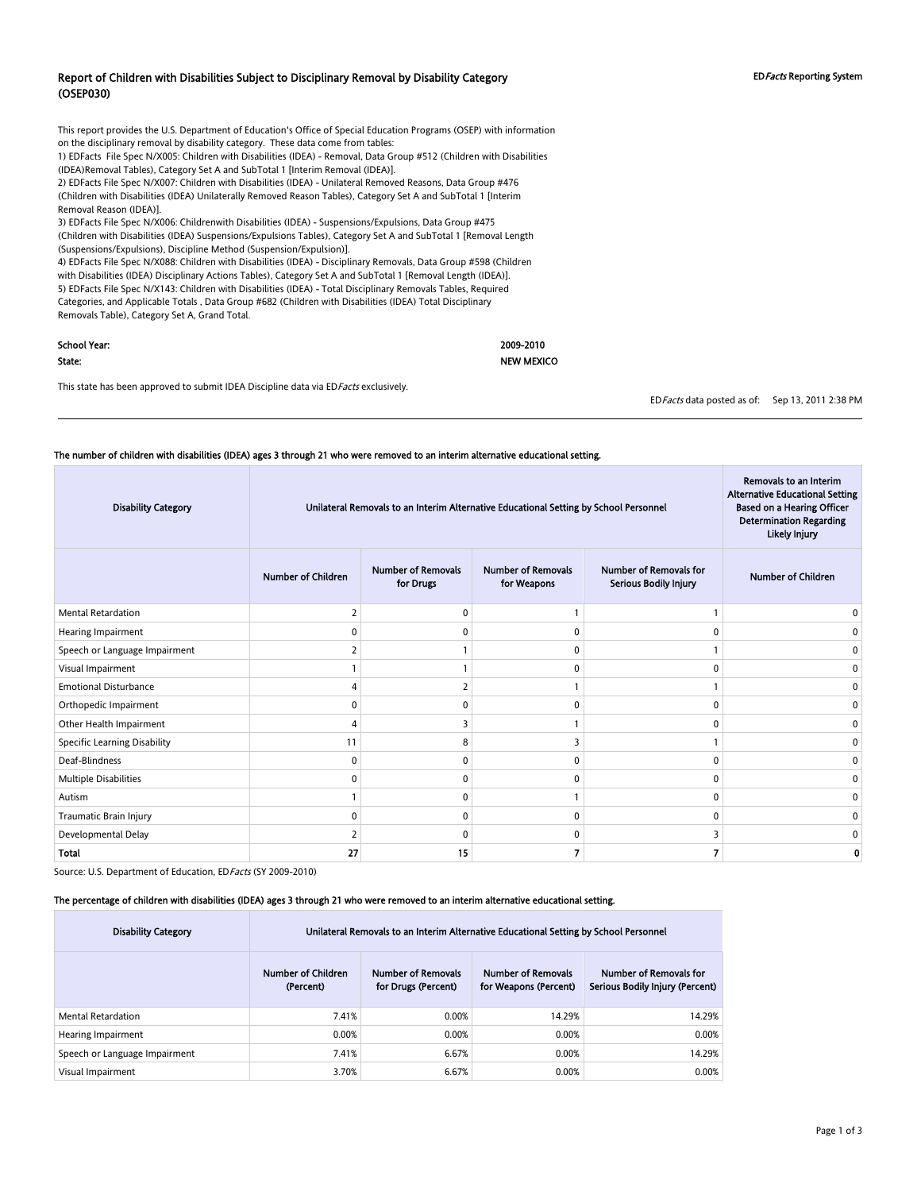# Report of Children with Disabilities Subject to Disciplinary Removal by Disability Category (OSEP030)

EDFacts Reporting System

This report provides the U.S. Department of Education's Office of Special Education Programs (OSEP) with information on the disciplinary removal by disability category. These data come from tables:
1) EDFacts File Spec N/X005: Children with Disabilities (IDEA) - Removal, Data Group #512 (Children with Disabilities (IDEA)Removal Tables), Category Set A and SubTotal 1 [Interim Removal (IDEA)].
2) EDFacts File Spec N/X007: Children with Disabilities (IDEA) - Unilateral Removed Reasons, Data Group #476 (Children with Disabilities (IDEA) Unilaterally Removed Reason Tables), Category Set A and SubTotal 1 [Interim Removal Reason (IDEA)].
3) EDFacts File Spec N/X006: Childrenwith Disabilities (IDEA) - Suspensions/Expulsions, Data Group #475 (Children with Disabilities (IDEA) Suspensions/Expulsions Tables), Category Set A and SubTotal 1 [Removal Length (Suspensions/Expulsions), Discipline Method (Suspension/Expulsion)].
4) EDFacts File Spec N/X088: Children with Disabilities (IDEA) - Disciplinary Removals, Data Group #598 (Children with Disabilities (IDEA) Disciplinary Actions Tables), Category Set A and SubTotal 1 [Removal Length (IDEA)].
5) EDFacts File Spec N/X143: Children with Disabilities (IDEA) - Total Disciplinary Removals Tables, Required Categories, and Applicable Totals , Data Group #682 (Children with Disabilities (IDEA) Total Disciplinary Removals Table), Category Set A, Grand Total.

**School Year:** 2009-2010

**State:** NEW MEXICO

This state has been approved to submit IDEA Discipline data via EDFacts exclusively.

EDFacts data posted as of: Sep 13, 2011 2:38 PM

**The number of children with disabilities (IDEA) ages 3 through 21 who were removed to an interim alternative educational setting.**

| Disability Category | Unilateral Removals to an Interim Alternative Educational Setting by School Personnel | | | | Removals to an Interim Alternative Educational Setting Based on a Hearing Officer Determination Regarding Likely Injury |
|---|---|---|---|---|---|
| | Number of Children | Number of Removals for Drugs | Number of Removals for Weapons | Number of Removals for Serious Bodily Injury | Number of Children |
| Mental Retardation | 2 | 0 | 1 | 1 | 0 |
| Hearing Impairment | 0 | 0 | 0 | 0 | 0 |
| Speech or Language Impairment | 2 | 1 | 0 | 1 | 0 |
| Visual Impairment | 1 | 1 | 0 | 0 | 0 |
| Emotional Disturbance | 4 | 2 | 1 | 1 | 0 |
| Orthopedic Impairment | 0 | 0 | 0 | 0 | 0 |
| Other Health Impairment | 4 | 3 | 1 | 0 | 0 |
| Specific Learning Disability | 11 | 8 | 3 | 1 | 0 |
| Deaf-Blindness | 0 | 0 | 0 | 0 | 0 |
| Multiple Disabilities | 0 | 0 | 0 | 0 | 0 |
| Autism | 1 | 0 | 1 | 0 | 0 |
| Traumatic Brain Injury | 0 | 0 | 0 | 0 | 0 |
| Developmental Delay | 2 | 0 | 0 | 3 | 0 |
| **Total** | **27** | **15** | **7** | **7** | **0** |

Source: U.S. Department of Education, EDFacts (SY 2009-2010)

**The percentage of children with disabilities (IDEA) ages 3 through 21 who were removed to an interim alternative educational setting.**

| Disability Category | Unilateral Removals to an Interim Alternative Educational Setting by School Personnel | | | |
|---|---|---|---|---|
| | Number of Children (Percent) | Number of Removals for Drugs (Percent) | Number of Removals for Weapons (Percent) | Number of Removals for Serious Bodily Injury (Percent) |
| Mental Retardation | 7.41% | 0.00% | 14.29% | 14.29% |
| Hearing Impairment | 0.00% | 0.00% | 0.00% | 0.00% |
| Speech or Language Impairment | 7.41% | 6.67% | 0.00% | 14.29% |
| Visual Impairment | 3.70% | 6.67% | 0.00% | 0.00% |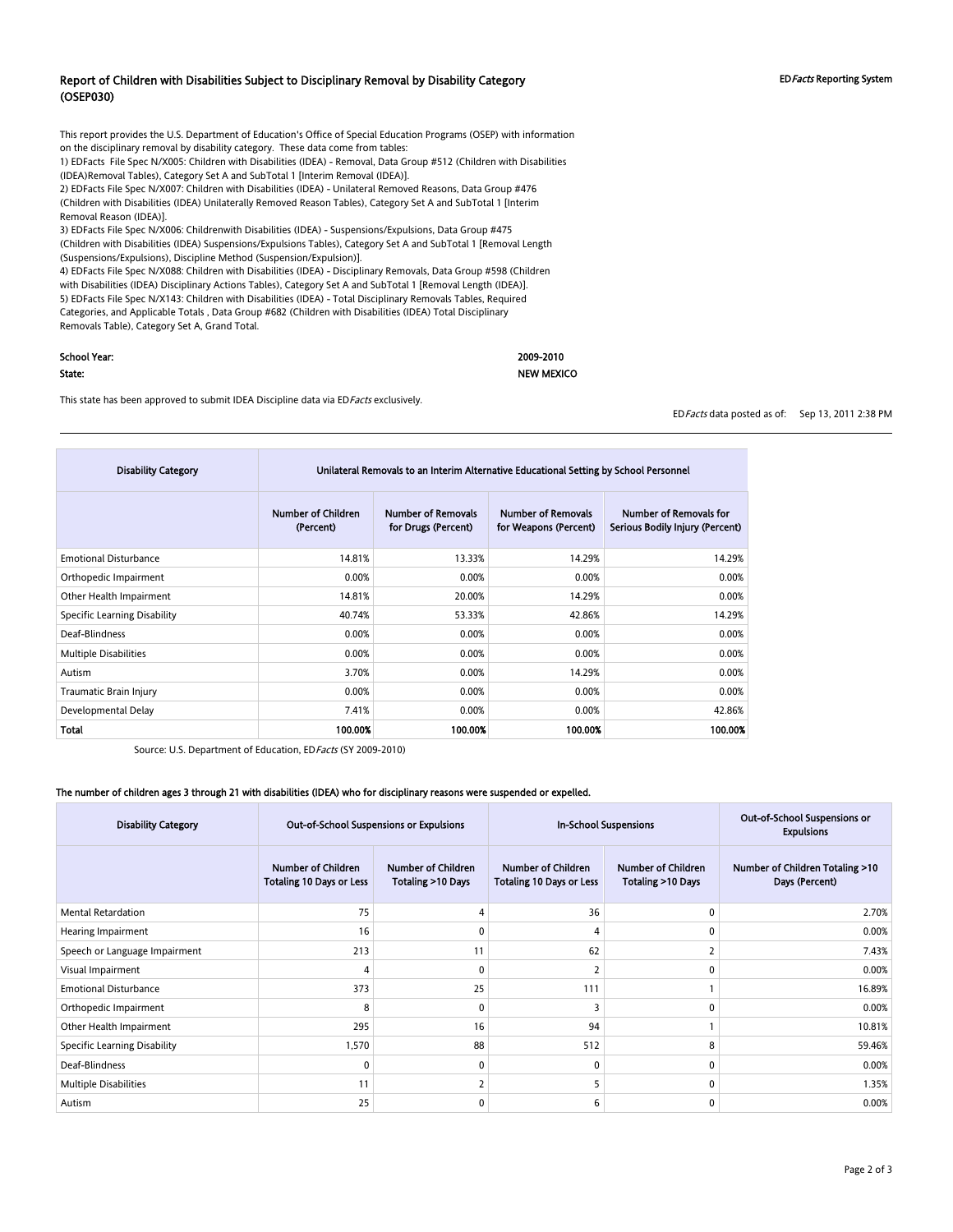## Report of Children with Disabilities Subject to Disciplinary Removal by Disability Category (OSEP030)

This report provides the U.S. Department of Education's Office of Special Education Programs (OSEP) with information on the disciplinary removal by disability category. These data come from tables:
1) EDFacts File Spec N/X005: Children with Disabilities (IDEA) - Removal, Data Group #512 (Children with Disabilities (IDEA)Removal Tables), Category Set A and SubTotal 1 [Interim Removal (IDEA)].
2) EDFacts File Spec N/X007: Children with Disabilities (IDEA) - Unilateral Removed Reasons, Data Group #476 (Children with Disabilities (IDEA) Unilaterally Removed Reason Tables), Category Set A and SubTotal 1 [Interim Removal Reason (IDEA)].
3) EDFacts File Spec N/X006: Childrenwith Disabilities (IDEA) - Suspensions/Expulsions, Data Group #475 (Children with Disabilities (IDEA) Suspensions/Expulsions Tables), Category Set A and SubTotal 1 [Removal Length (Suspensions/Expulsions), Discipline Method (Suspension/Expulsion)].
4) EDFacts File Spec N/X088: Children with Disabilities (IDEA) - Disciplinary Removals, Data Group #598 (Children with Disabilities (IDEA) Disciplinary Actions Tables), Category Set A and SubTotal 1 [Removal Length (IDEA)].
5) EDFacts File Spec N/X143: Children with Disabilities (IDEA) - Total Disciplinary Removals Tables, Required Categories, and Applicable Totals , Data Group #682 (Children with Disabilities (IDEA) Total Disciplinary Removals Table), Category Set A, Grand Total.

**School Year:** 2009-2010

**State:** NEW MEXICO

This state has been approved to submit IDEA Discipline data via ED*Facts* exclusively.

ED*Facts* data posted as of: Sep 13, 2011 2:38 PM

| Disability Category | Unilateral Removals to an Interim Alternative Educational Setting by School Personnel | | | |
|---|---|---|---|---|
| | Number of Children (Percent) | Number of Removals for Drugs (Percent) | Number of Removals for Weapons (Percent) | Number of Removals for Serious Bodily Injury (Percent) |
| Emotional Disturbance | 14.81% | 13.33% | 14.29% | 14.29% |
| Orthopedic Impairment | 0.00% | 0.00% | 0.00% | 0.00% |
| Other Health Impairment | 14.81% | 20.00% | 14.29% | 0.00% |
| Specific Learning Disability | 40.74% | 53.33% | 42.86% | 14.29% |
| Deaf-Blindness | 0.00% | 0.00% | 0.00% | 0.00% |
| Multiple Disabilities | 0.00% | 0.00% | 0.00% | 0.00% |
| Autism | 3.70% | 0.00% | 14.29% | 0.00% |
| Traumatic Brain Injury | 0.00% | 0.00% | 0.00% | 0.00% |
| Developmental Delay | 7.41% | 0.00% | 0.00% | 42.86% |
| **Total** | **100.00%** | **100.00%** | **100.00%** | **100.00%** |

Source: U.S. Department of Education, ED*Facts* (SY 2009-2010)

**The number of children ages 3 through 21 with disabilities (IDEA) who for disciplinary reasons were suspended or expelled.**

| Disability Category | Out-of-School Suspensions or Expulsions | | In-School Suspensions | | Out-of-School Suspensions or Expulsions |
|---|---|---|---|---|---|
| | Number of Children Totaling 10 Days or Less | Number of Children Totaling >10 Days | Number of Children Totaling 10 Days or Less | Number of Children Totaling >10 Days | Number of Children Totaling >10 Days (Percent) |
| Mental Retardation | 75 | 4 | 36 | 0 | 2.70% |
| Hearing Impairment | 16 | 0 | 4 | 0 | 0.00% |
| Speech or Language Impairment | 213 | 11 | 62 | 2 | 7.43% |
| Visual Impairment | 4 | 0 | 2 | 0 | 0.00% |
| Emotional Disturbance | 373 | 25 | 111 | 1 | 16.89% |
| Orthopedic Impairment | 8 | 0 | 3 | 0 | 0.00% |
| Other Health Impairment | 295 | 16 | 94 | 1 | 10.81% |
| Specific Learning Disability | 1,570 | 88 | 512 | 8 | 59.46% |
| Deaf-Blindness | 0 | 0 | 0 | 0 | 0.00% |
| Multiple Disabilities | 11 | 2 | 5 | 0 | 1.35% |
| Autism | 25 | 0 | 6 | 0 | 0.00% |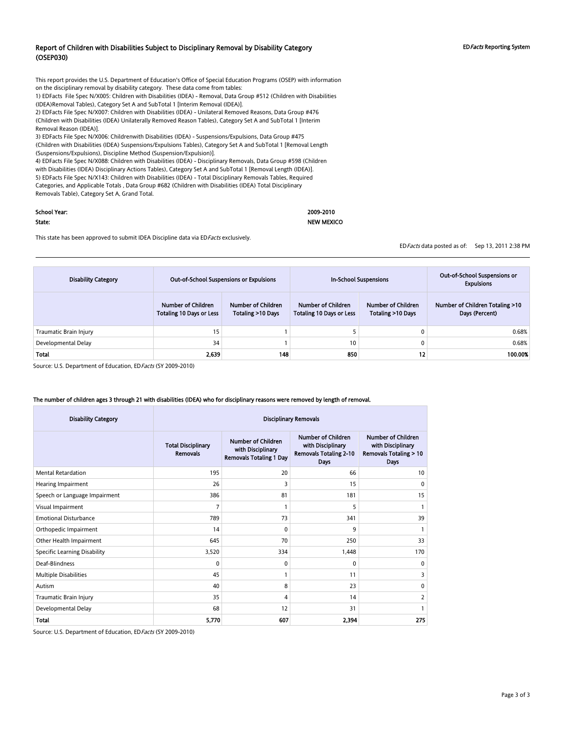# Report of Children with Disabilities Subject to Disciplinary Removal by Disability Category (OSEP030)

EDFacts Reporting System

This report provides the U.S. Department of Education's Office of Special Education Programs (OSEP) with information on the disciplinary removal by disability category. These data come from tables:
1) EDFacts File Spec N/X005: Children with Disabilities (IDEA) - Removal, Data Group #512 (Children with Disabilities (IDEA)Removal Tables), Category Set A and SubTotal 1 [Interim Removal (IDEA)].
2) EDFacts File Spec N/X007: Children with Disabilities (IDEA) - Unilateral Removed Reasons, Data Group #476 (Children with Disabilities (IDEA) Unilaterally Removed Reason Tables), Category Set A and SubTotal 1 [Interim Removal Reason (IDEA)].
3) EDFacts File Spec N/X006: Childrenwith Disabilities (IDEA) - Suspensions/Expulsions, Data Group #475 (Children with Disabilities (IDEA) Suspensions/Expulsions Tables), Category Set A and SubTotal 1 [Removal Length (Suspensions/Expulsions), Discipline Method (Suspension/Expulsion)].
4) EDFacts File Spec N/X088: Children with Disabilities (IDEA) - Disciplinary Removals, Data Group #598 (Children with Disabilities (IDEA) Disciplinary Actions Tables), Category Set A and SubTotal 1 [Removal Length (IDEA)].
5) EDFacts File Spec N/X143: Children with Disabilities (IDEA) - Total Disciplinary Removals Tables, Required Categories, and Applicable Totals , Data Group #682 (Children with Disabilities (IDEA) Total Disciplinary Removals Table), Category Set A, Grand Total.

**School Year:** 2009-2010

**State:** NEW MEXICO

This state has been approved to submit IDEA Discipline data via EDFacts exclusively.

EDFacts data posted as of: Sep 13, 2011 2:38 PM

| Disability Category | Out-of-School Suspensions or Expulsions | | In-School Suspensions | | Out-of-School Suspensions or Expulsions |
|---|---|---|---|---|---|
| | Number of Children Totaling 10 Days or Less | Number of Children Totaling >10 Days | Number of Children Totaling 10 Days or Less | Number of Children Totaling >10 Days | Number of Children Totaling >10 Days (Percent) |
| Traumatic Brain Injury | 15 | 1 | 5 | 0 | 0.68% |
| Developmental Delay | 34 | 1 | 10 | 0 | 0.68% |
| **Total** | **2,639** | **148** | **850** | **12** | **100.00%** |

Source: U.S. Department of Education, EDFacts (SY 2009-2010)

**The number of children ages 3 through 21 with disabilities (IDEA) who for disciplinary reasons were removed by length of removal.**

| Disability Category | Disciplinary Removals | | | |
|---|---|---|---|---|
| | Total Disciplinary Removals | Number of Children with Disciplinary Removals Totaling 1 Day | Number of Children with Disciplinary Removals Totaling 2-10 Days | Number of Children with Disciplinary Removals Totaling > 10 Days |
| Mental Retardation | 195 | 20 | 66 | 10 |
| Hearing Impairment | 26 | 3 | 15 | 0 |
| Speech or Language Impairment | 386 | 81 | 181 | 15 |
| Visual Impairment | 7 | 1 | 5 | 1 |
| Emotional Disturbance | 789 | 73 | 341 | 39 |
| Orthopedic Impairment | 14 | 0 | 9 | 1 |
| Other Health Impairment | 645 | 70 | 250 | 33 |
| Specific Learning Disability | 3,520 | 334 | 1,448 | 170 |
| Deaf-Blindness | 0 | 0 | 0 | 0 |
| Multiple Disabilities | 45 | 1 | 11 | 3 |
| Autism | 40 | 8 | 23 | 0 |
| Traumatic Brain Injury | 35 | 4 | 14 | 2 |
| Developmental Delay | 68 | 12 | 31 | 1 |
| **Total** | **5,770** | **607** | **2,394** | **275** |

Source: U.S. Department of Education, EDFacts (SY 2009-2010)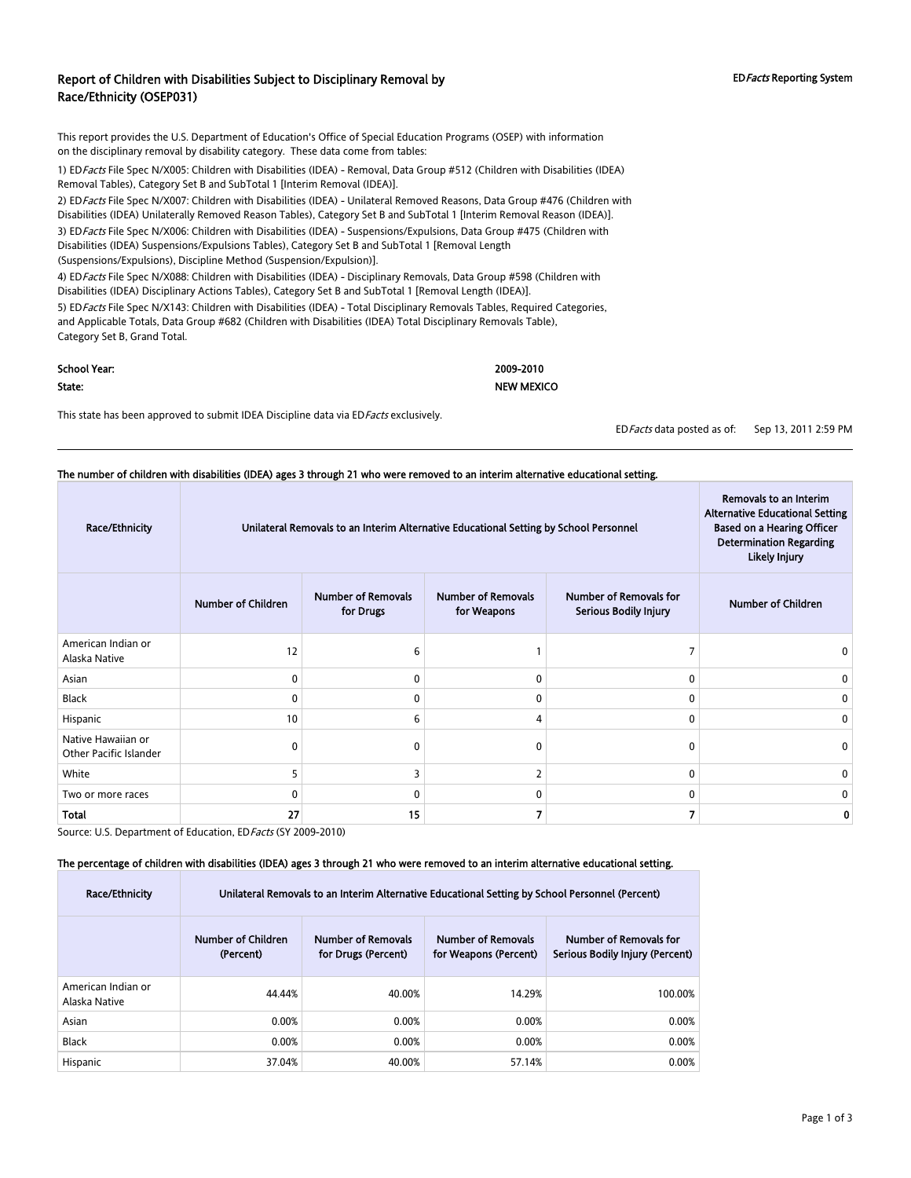# Report of Children with Disabilities Subject to Disciplinary Removal by Race/Ethnicity (OSEP031)

EDFacts Reporting System

This report provides the U.S. Department of Education's Office of Special Education Programs (OSEP) with information on the disciplinary removal by disability category. These data come from tables:

1) ED*Facts* File Spec N/X005: Children with Disabilities (IDEA) - Removal, Data Group #512 (Children with Disabilities (IDEA) Removal Tables), Category Set B and SubTotal 1 [Interim Removal (IDEA)].

2) ED*Facts* File Spec N/X007: Children with Disabilities (IDEA) - Unilateral Removed Reasons, Data Group #476 (Children with Disabilities (IDEA) Unilaterally Removed Reason Tables), Category Set B and SubTotal 1 [Interim Removal Reason (IDEA)].

3) ED*Facts* File Spec N/X006: Children with Disabilities (IDEA) - Suspensions/Expulsions, Data Group #475 (Children with Disabilities (IDEA) Suspensions/Expulsions Tables), Category Set B and SubTotal 1 [Removal Length (Suspensions/Expulsions), Discipline Method (Suspension/Expulsion)].

4) ED*Facts* File Spec N/X088: Children with Disabilities (IDEA) - Disciplinary Removals, Data Group #598 (Children with Disabilities (IDEA) Disciplinary Actions Tables), Category Set B and SubTotal 1 [Removal Length (IDEA)].

5) ED*Facts* File Spec N/X143: Children with Disabilities (IDEA) - Total Disciplinary Removals Tables, Required Categories, and Applicable Totals, Data Group #682 (Children with Disabilities (IDEA) Total Disciplinary Removals Table), Category Set B, Grand Total.

**School Year:** 2009-2010

**State:** NEW MEXICO

This state has been approved to submit IDEA Discipline data via ED*Facts* exclusively.

ED*Facts* data posted as of: Sep 13, 2011 2:59 PM

**The number of children with disabilities (IDEA) ages 3 through 21 who were removed to an interim alternative educational setting.**

| Race/Ethnicity | Unilateral Removals to an Interim Alternative Educational Setting by School Personnel | | | | Removals to an Interim Alternative Educational Setting Based on a Hearing Officer Determination Regarding Likely Injury |
|---|---|---|---|---|---|
| | Number of Children | Number of Removals for Drugs | Number of Removals for Weapons | Number of Removals for Serious Bodily Injury | Number of Children |
| American Indian or Alaska Native | 12 | 6 | 1 | 7 | 0 |
| Asian | 0 | 0 | 0 | 0 | 0 |
| Black | 0 | 0 | 0 | 0 | 0 |
| Hispanic | 10 | 6 | 4 | 0 | 0 |
| Native Hawaiian or Other Pacific Islander | 0 | 0 | 0 | 0 | 0 |
| White | 5 | 3 | 2 | 0 | 0 |
| Two or more races | 0 | 0 | 0 | 0 | 0 |
| **Total** | **27** | **15** | **7** | **7** | **0** |

Source: U.S. Department of Education, ED*Facts* (SY 2009-2010)

**The percentage of children with disabilities (IDEA) ages 3 through 21 who were removed to an interim alternative educational setting.**

| Race/Ethnicity | Unilateral Removals to an Interim Alternative Educational Setting by School Personnel (Percent) | | | |
|---|---|---|---|---|
| | Number of Children (Percent) | Number of Removals for Drugs (Percent) | Number of Removals for Weapons (Percent) | Number of Removals for Serious Bodily Injury (Percent) |
| American Indian or Alaska Native | 44.44% | 40.00% | 14.29% | 100.00% |
| Asian | 0.00% | 0.00% | 0.00% | 0.00% |
| Black | 0.00% | 0.00% | 0.00% | 0.00% |
| Hispanic | 37.04% | 40.00% | 57.14% | 0.00% |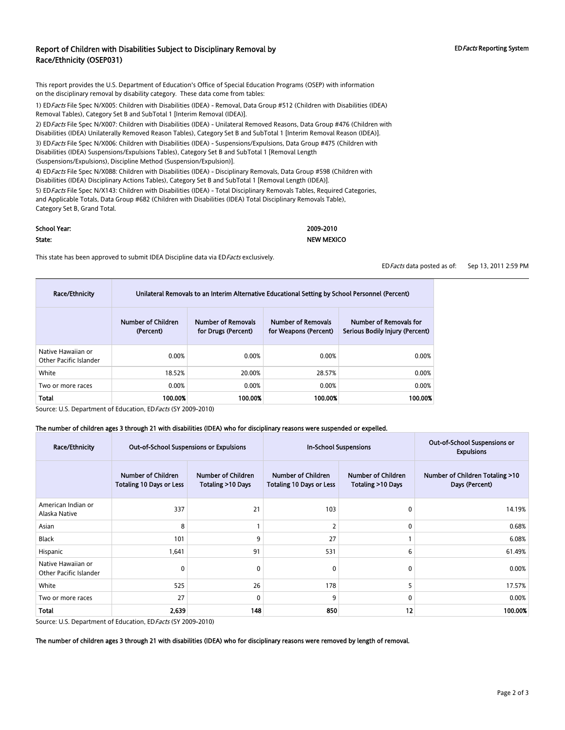# Report of Children with Disabilities Subject to Disciplinary Removal by Race/Ethnicity (OSEP031)

EDFacts Reporting System

This report provides the U.S. Department of Education's Office of Special Education Programs (OSEP) with information on the disciplinary removal by disability category. These data come from tables:

1) ED*Facts* File Spec N/X005: Children with Disabilities (IDEA) - Removal, Data Group #512 (Children with Disabilities (IDEA) Removal Tables), Category Set B and SubTotal 1 [Interim Removal (IDEA)].

2) ED*Facts* File Spec N/X007: Children with Disabilities (IDEA) - Unilateral Removed Reasons, Data Group #476 (Children with Disabilities (IDEA) Unilaterally Removed Reason Tables), Category Set B and SubTotal 1 [Interim Removal Reason (IDEA)].

3) ED*Facts* File Spec N/X006: Children with Disabilities (IDEA) - Suspensions/Expulsions, Data Group #475 (Children with Disabilities (IDEA) Suspensions/Expulsions Tables), Category Set B and SubTotal 1 [Removal Length (Suspensions/Expulsions), Discipline Method (Suspension/Expulsion)].

4) ED*Facts* File Spec N/X088: Children with Disabilities (IDEA) - Disciplinary Removals, Data Group #598 (Children with Disabilities (IDEA) Disciplinary Actions Tables), Category Set B and SubTotal 1 [Removal Length (IDEA)].

5) ED*Facts* File Spec N/X143: Children with Disabilities (IDEA) - Total Disciplinary Removals Tables, Required Categories, and Applicable Totals, Data Group #682 (Children with Disabilities (IDEA) Total Disciplinary Removals Table), Category Set B, Grand Total.

**School Year:** 2009-2010

**State:** NEW MEXICO

This state has been approved to submit IDEA Discipline data via ED*Facts* exclusively.

ED*Facts* data posted as of: Sep 13, 2011 2:59 PM

| Race/Ethnicity | Unilateral Removals to an Interim Alternative Educational Setting by School Personnel (Percent) | | | |
|---|---|---|---|---|
| | Number of Children (Percent) | Number of Removals for Drugs (Percent) | Number of Removals for Weapons (Percent) | Number of Removals for Serious Bodily Injury (Percent) |
| Native Hawaiian or Other Pacific Islander | 0.00% | 0.00% | 0.00% | 0.00% |
| White | 18.52% | 20.00% | 28.57% | 0.00% |
| Two or more races | 0.00% | 0.00% | 0.00% | 0.00% |
| **Total** | **100.00%** | **100.00%** | **100.00%** | **100.00%** |

Source: U.S. Department of Education, ED*Facts* (SY 2009-2010)

**The number of children ages 3 through 21 with disabilities (IDEA) who for disciplinary reasons were suspended or expelled.**

| Race/Ethnicity | Out-of-School Suspensions or Expulsions | | In-School Suspensions | | Out-of-School Suspensions or Expulsions |
|---|---|---|---|---|---|
| | Number of Children Totaling 10 Days or Less | Number of Children Totaling >10 Days | Number of Children Totaling 10 Days or Less | Number of Children Totaling >10 Days | Number of Children Totaling >10 Days (Percent) |
| American Indian or Alaska Native | 337 | 21 | 103 | 0 | 14.19% |
| Asian | 8 | 1 | 2 | 0 | 0.68% |
| Black | 101 | 9 | 27 | 1 | 6.08% |
| Hispanic | 1,641 | 91 | 531 | 6 | 61.49% |
| Native Hawaiian or Other Pacific Islander | 0 | 0 | 0 | 0 | 0.00% |
| White | 525 | 26 | 178 | 5 | 17.57% |
| Two or more races | 27 | 0 | 9 | 0 | 0.00% |
| **Total** | **2,639** | **148** | **850** | **12** | **100.00%** |

Source: U.S. Department of Education, ED*Facts* (SY 2009-2010)

**The number of children ages 3 through 21 with disabilities (IDEA) who for disciplinary reasons were removed by length of removal.**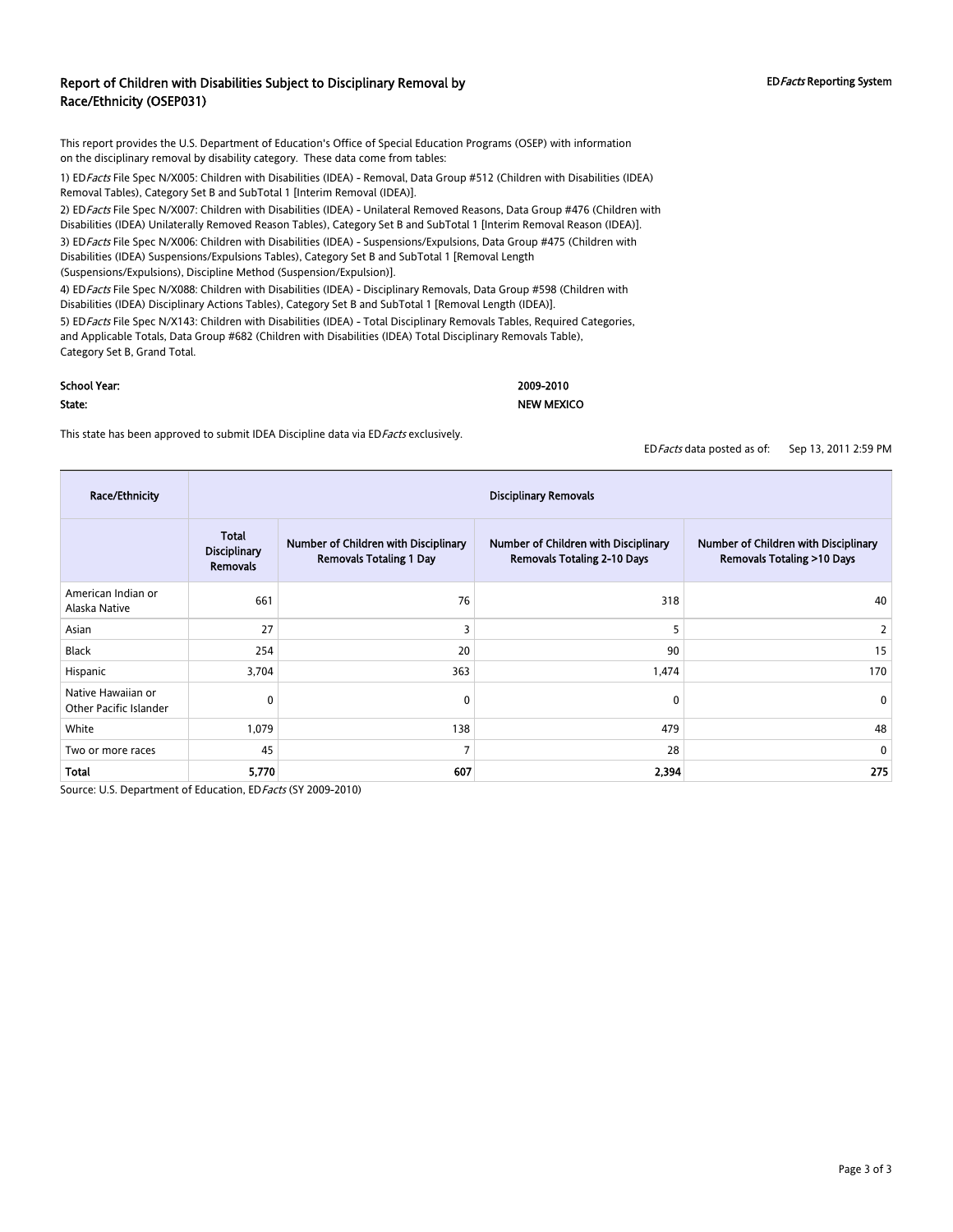## Report of Children with Disabilities Subject to Disciplinary Removal by Race/Ethnicity (OSEP031)

ED*Facts* Reporting System

This report provides the U.S. Department of Education's Office of Special Education Programs (OSEP) with information on the disciplinary removal by disability category. These data come from tables:

1) ED*Facts* File Spec N/X005: Children with Disabilities (IDEA) - Removal, Data Group #512 (Children with Disabilities (IDEA) Removal Tables), Category Set B and SubTotal 1 [Interim Removal (IDEA)].

2) ED*Facts* File Spec N/X007: Children with Disabilities (IDEA) - Unilateral Removed Reasons, Data Group #476 (Children with Disabilities (IDEA) Unilaterally Removed Reason Tables), Category Set B and SubTotal 1 [Interim Removal Reason (IDEA)].

3) ED*Facts* File Spec N/X006: Children with Disabilities (IDEA) - Suspensions/Expulsions, Data Group #475 (Children with Disabilities (IDEA) Suspensions/Expulsions Tables), Category Set B and SubTotal 1 [Removal Length (Suspensions/Expulsions), Discipline Method (Suspension/Expulsion)].

4) ED*Facts* File Spec N/X088: Children with Disabilities (IDEA) - Disciplinary Removals, Data Group #598 (Children with Disabilities (IDEA) Disciplinary Actions Tables), Category Set B and SubTotal 1 [Removal Length (IDEA)].

5) ED*Facts* File Spec N/X143: Children with Disabilities (IDEA) - Total Disciplinary Removals Tables, Required Categories, and Applicable Totals, Data Group #682 (Children with Disabilities (IDEA) Total Disciplinary Removals Table), Category Set B, Grand Total.

**School Year:** 2009-2010

**State:** NEW MEXICO

This state has been approved to submit IDEA Discipline data via ED*Facts* exclusively.

ED*Facts* data posted as of: Sep 13, 2011 2:59 PM

| Race/Ethnicity | Disciplinary Removals | | | |
|---|---|---|---|---|
| | Total Disciplinary Removals | Number of Children with Disciplinary Removals Totaling 1 Day | Number of Children with Disciplinary Removals Totaling 2-10 Days | Number of Children with Disciplinary Removals Totaling >10 Days |
| American Indian or Alaska Native | 661 | 76 | 318 | 40 |
| Asian | 27 | 3 | 5 | 2 |
| Black | 254 | 20 | 90 | 15 |
| Hispanic | 3,704 | 363 | 1,474 | 170 |
| Native Hawaiian or Other Pacific Islander | 0 | 0 | 0 | 0 |
| White | 1,079 | 138 | 479 | 48 |
| Two or more races | 45 | 7 | 28 | 0 |
| **Total** | **5,770** | **607** | **2,394** | **275** |

Source: U.S. Department of Education, ED*Facts* (SY 2009-2010)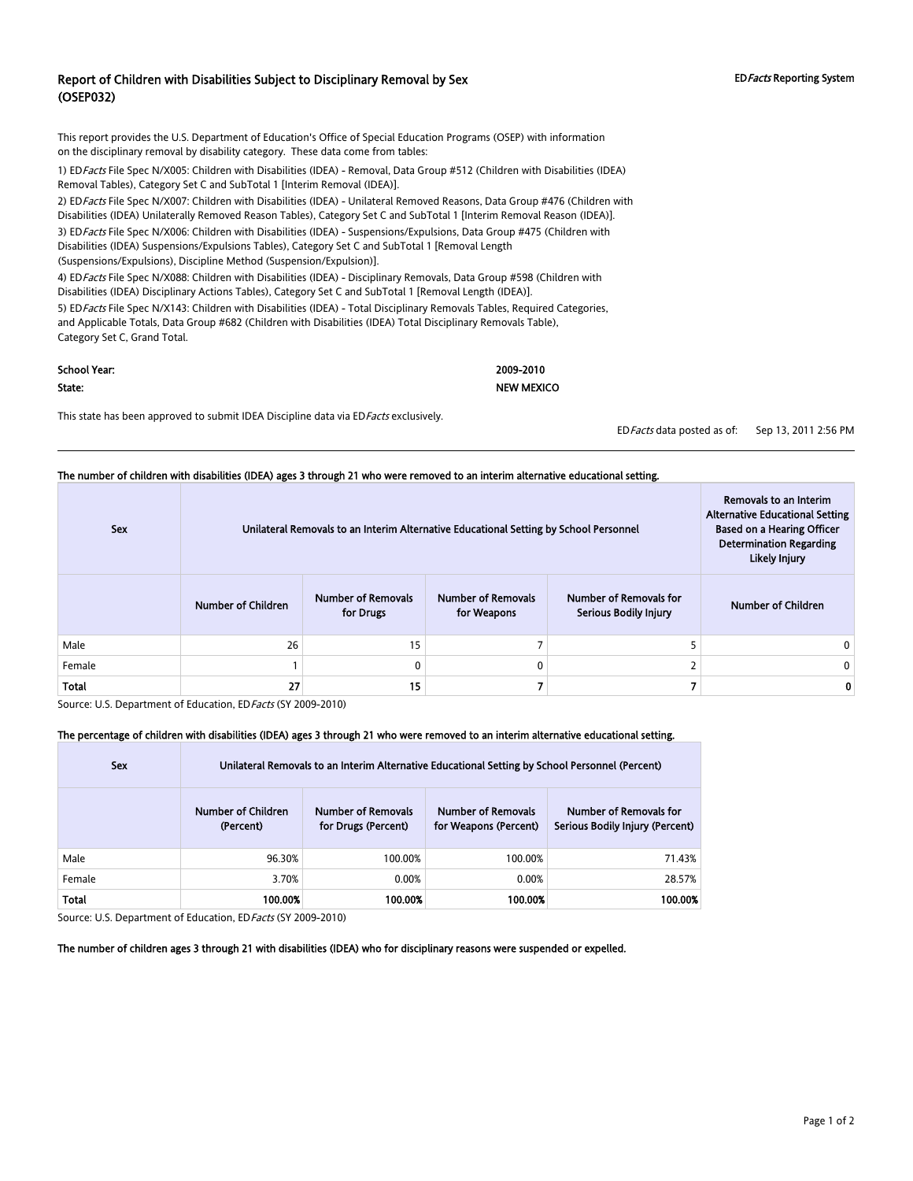# Report of Children with Disabilities Subject to Disciplinary Removal by Sex (OSEP032)

EDFacts Reporting System

This report provides the U.S. Department of Education's Office of Special Education Programs (OSEP) with information on the disciplinary removal by disability category. These data come from tables:

1) ED*Facts* File Spec N/X005: Children with Disabilities (IDEA) - Removal, Data Group #512 (Children with Disabilities (IDEA) Removal Tables), Category Set C and SubTotal 1 [Interim Removal (IDEA)].

2) ED*Facts* File Spec N/X007: Children with Disabilities (IDEA) - Unilateral Removed Reasons, Data Group #476 (Children with Disabilities (IDEA) Unilaterally Removed Reason Tables), Category Set C and SubTotal 1 [Interim Removal Reason (IDEA)].

3) ED*Facts* File Spec N/X006: Children with Disabilities (IDEA) - Suspensions/Expulsions, Data Group #475 (Children with Disabilities (IDEA) Suspensions/Expulsions Tables), Category Set C and SubTotal 1 [Removal Length (Suspensions/Expulsions), Discipline Method (Suspension/Expulsion)].

4) ED*Facts* File Spec N/X088: Children with Disabilities (IDEA) - Disciplinary Removals, Data Group #598 (Children with Disabilities (IDEA) Disciplinary Actions Tables), Category Set C and SubTotal 1 [Removal Length (IDEA)].

5) ED*Facts* File Spec N/X143: Children with Disabilities (IDEA) - Total Disciplinary Removals Tables, Required Categories, and Applicable Totals, Data Group #682 (Children with Disabilities (IDEA) Total Disciplinary Removals Table), Category Set C, Grand Total.

**School Year:** 2009-2010

**State:** NEW MEXICO

This state has been approved to submit IDEA Discipline data via ED*Facts* exclusively.

ED*Facts* data posted as of: Sep 13, 2011 2:56 PM

**The number of children with disabilities (IDEA) ages 3 through 21 who were removed to an interim alternative educational setting.**

| Sex | Unilateral Removals to an Interim Alternative Educational Setting by School Personnel | | | | Removals to an Interim Alternative Educational Setting Based on a Hearing Officer Determination Regarding Likely Injury |
|---|---|---|---|---|---|
| | Number of Children | Number of Removals for Drugs | Number of Removals for Weapons | Number of Removals for Serious Bodily Injury | Number of Children |
| Male | 26 | 15 | 7 | 5 | 0 |
| Female | 1 | 0 | 0 | 2 | 0 |
| **Total** | **27** | **15** | **7** | **7** | **0** |

Source: U.S. Department of Education, ED*Facts* (SY 2009-2010)

**The percentage of children with disabilities (IDEA) ages 3 through 21 who were removed to an interim alternative educational setting.**

| Sex | Unilateral Removals to an Interim Alternative Educational Setting by School Personnel (Percent) | | | |
|---|---|---|---|---|
| | Number of Children (Percent) | Number of Removals for Drugs (Percent) | Number of Removals for Weapons (Percent) | Number of Removals for Serious Bodily Injury (Percent) |
| Male | 96.30% | 100.00% | 100.00% | 71.43% |
| Female | 3.70% | 0.00% | 0.00% | 28.57% |
| **Total** | **100.00%** | **100.00%** | **100.00%** | **100.00%** |

Source: U.S. Department of Education, ED*Facts* (SY 2009-2010)

**The number of children ages 3 through 21 with disabilities (IDEA) who for disciplinary reasons were suspended or expelled.**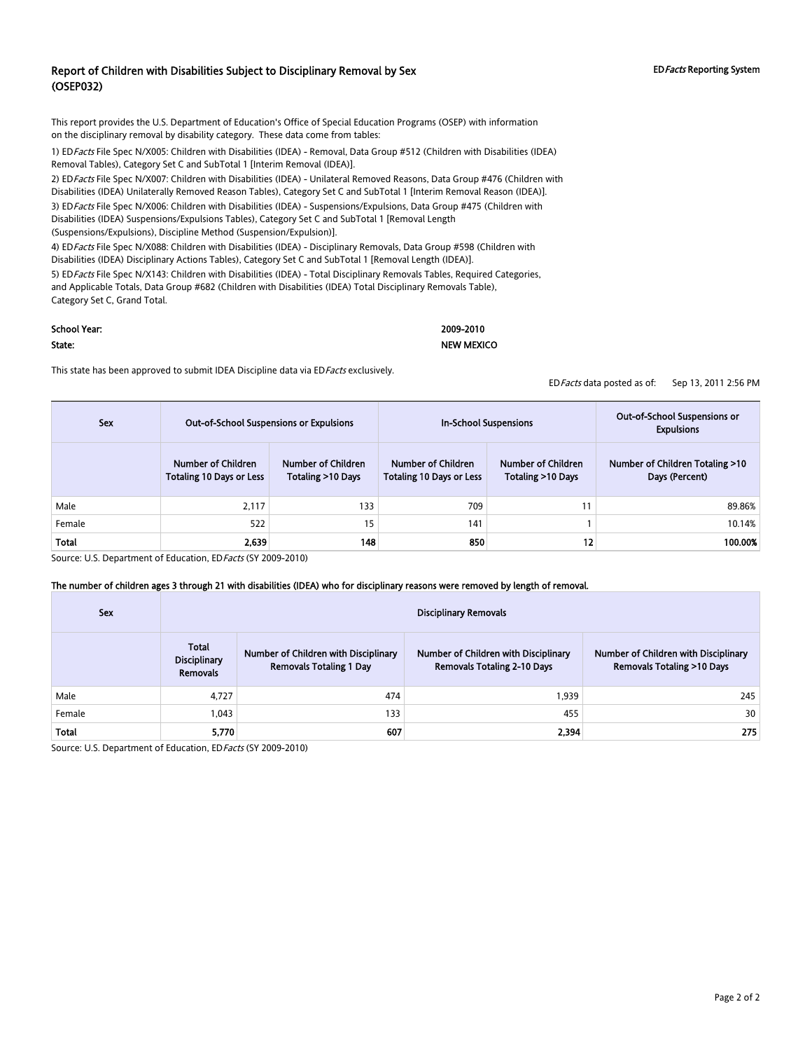# Report of Children with Disabilities Subject to Disciplinary Removal by Sex (OSEP032)

**ED*Facts* Reporting System**

This report provides the U.S. Department of Education's Office of Special Education Programs (OSEP) with information on the disciplinary removal by disability category. These data come from tables:

1) ED*Facts* File Spec N/X005: Children with Disabilities (IDEA) - Removal, Data Group #512 (Children with Disabilities (IDEA) Removal Tables), Category Set C and SubTotal 1 [Interim Removal (IDEA)].

2) ED*Facts* File Spec N/X007: Children with Disabilities (IDEA) - Unilateral Removed Reasons, Data Group #476 (Children with Disabilities (IDEA) Unilaterally Removed Reason Tables), Category Set C and SubTotal 1 [Interim Removal Reason (IDEA)].

3) ED*Facts* File Spec N/X006: Children with Disabilities (IDEA) - Suspensions/Expulsions, Data Group #475 (Children with Disabilities (IDEA) Suspensions/Expulsions Tables), Category Set C and SubTotal 1 [Removal Length (Suspensions/Expulsions), Discipline Method (Suspension/Expulsion)].

4) ED*Facts* File Spec N/X088: Children with Disabilities (IDEA) - Disciplinary Removals, Data Group #598 (Children with Disabilities (IDEA) Disciplinary Actions Tables), Category Set C and SubTotal 1 [Removal Length (IDEA)].

5) ED*Facts* File Spec N/X143: Children with Disabilities (IDEA) - Total Disciplinary Removals Tables, Required Categories, and Applicable Totals, Data Group #682 (Children with Disabilities (IDEA) Total Disciplinary Removals Table), Category Set C, Grand Total.

**School Year:** 2009-2010

**State:** NEW MEXICO

This state has been approved to submit IDEA Discipline data via ED*Facts* exclusively.

ED*Facts* data posted as of: Sep 13, 2011 2:56 PM

| Sex | Out-of-School Suspensions or Expulsions | | In-School Suspensions | | Out-of-School Suspensions or Expulsions |
|---|---|---|---|---|---|
| | Number of Children Totaling 10 Days or Less | Number of Children Totaling >10 Days | Number of Children Totaling 10 Days or Less | Number of Children Totaling >10 Days | Number of Children Totaling >10 Days (Percent) |
| Male | 2,117 | 133 | 709 | 11 | 89.86% |
| Female | 522 | 15 | 141 | 1 | 10.14% |
| **Total** | **2,639** | **148** | **850** | **12** | **100.00%** |

Source: U.S. Department of Education, ED*Facts* (SY 2009-2010)

**The number of children ages 3 through 21 with disabilities (IDEA) who for disciplinary reasons were removed by length of removal.**

| Sex | Disciplinary Removals | | | |
|---|---|---|---|---|
| | Total Disciplinary Removals | Number of Children with Disciplinary Removals Totaling 1 Day | Number of Children with Disciplinary Removals Totaling 2-10 Days | Number of Children with Disciplinary Removals Totaling >10 Days |
| Male | 4,727 | 474 | 1,939 | 245 |
| Female | 1,043 | 133 | 455 | 30 |
| **Total** | **5,770** | **607** | **2,394** | **275** |

Source: U.S. Department of Education, ED*Facts* (SY 2009-2010)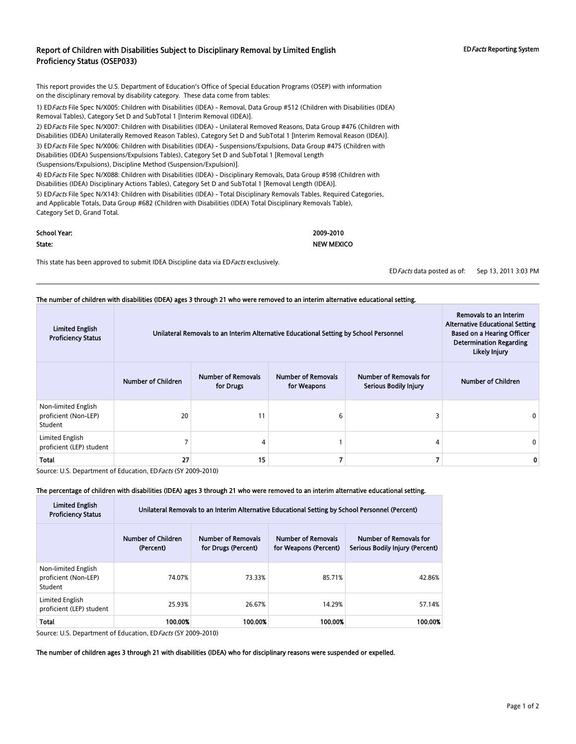# Report of Children with Disabilities Subject to Disciplinary Removal by Limited English Proficiency Status (OSEP033)

EDFacts Reporting System

This report provides the U.S. Department of Education's Office of Special Education Programs (OSEP) with information on the disciplinary removal by disability category. These data come from tables:

1) EDFacts File Spec N/X005: Children with Disabilities (IDEA) - Removal, Data Group #512 (Children with Disabilities (IDEA) Removal Tables), Category Set D and SubTotal 1 [Interim Removal (IDEA)].

2) EDFacts File Spec N/X007: Children with Disabilities (IDEA) - Unilateral Removed Reasons, Data Group #476 (Children with Disabilities (IDEA) Unilaterally Removed Reason Tables), Category Set D and SubTotal 1 [Interim Removal Reason (IDEA)].

3) EDFacts File Spec N/X006: Children with Disabilities (IDEA) - Suspensions/Expulsions, Data Group #475 (Children with Disabilities (IDEA) Suspensions/Expulsions Tables), Category Set D and SubTotal 1 [Removal Length (Suspensions/Expulsions), Discipline Method (Suspension/Expulsion)].

4) EDFacts File Spec N/X088: Children with Disabilities (IDEA) - Disciplinary Removals, Data Group #598 (Children with Disabilities (IDEA) Disciplinary Actions Tables), Category Set D and SubTotal 1 [Removal Length (IDEA)].

5) EDFacts File Spec N/X143: Children with Disabilities (IDEA) - Total Disciplinary Removals Tables, Required Categories, and Applicable Totals, Data Group #682 (Children with Disabilities (IDEA) Total Disciplinary Removals Table), Category Set D, Grand Total.

**School Year:** 2009-2010

**State:** NEW MEXICO

This state has been approved to submit IDEA Discipline data via EDFacts exclusively.

EDFacts data posted as of: Sep 13, 2011 3:03 PM

**The number of children with disabilities (IDEA) ages 3 through 21 who were removed to an interim alternative educational setting.**

| Limited English Proficiency Status | Unilateral Removals to an Interim Alternative Educational Setting by School Personnel | | | | Removals to an Interim Alternative Educational Setting Based on a Hearing Officer Determination Regarding Likely Injury |
|---|---|---|---|---|---|
| | Number of Children | Number of Removals for Drugs | Number of Removals for Weapons | Number of Removals for Serious Bodily Injury | Number of Children |
| Non-limited English proficient (Non-LEP) Student | 20 | 11 | 6 | 3 | 0 |
| Limited English proficient (LEP) student | 7 | 4 | 1 | 4 | 0 |
| **Total** | **27** | **15** | **7** | **7** | **0** |

Source: U.S. Department of Education, EDFacts (SY 2009-2010)

**The percentage of children with disabilities (IDEA) ages 3 through 21 who were removed to an interim alternative educational setting.**

| Limited English Proficiency Status | Unilateral Removals to an Interim Alternative Educational Setting by School Personnel (Percent) | | | |
|---|---|---|---|---|
| | Number of Children (Percent) | Number of Removals for Drugs (Percent) | Number of Removals for Weapons (Percent) | Number of Removals for Serious Bodily Injury (Percent) |
| Non-limited English proficient (Non-LEP) Student | 74.07% | 73.33% | 85.71% | 42.86% |
| Limited English proficient (LEP) student | 25.93% | 26.67% | 14.29% | 57.14% |
| **Total** | **100.00%** | **100.00%** | **100.00%** | **100.00%** |

Source: U.S. Department of Education, EDFacts (SY 2009-2010)

**The number of children ages 3 through 21 with disabilities (IDEA) who for disciplinary reasons were suspended or expelled.**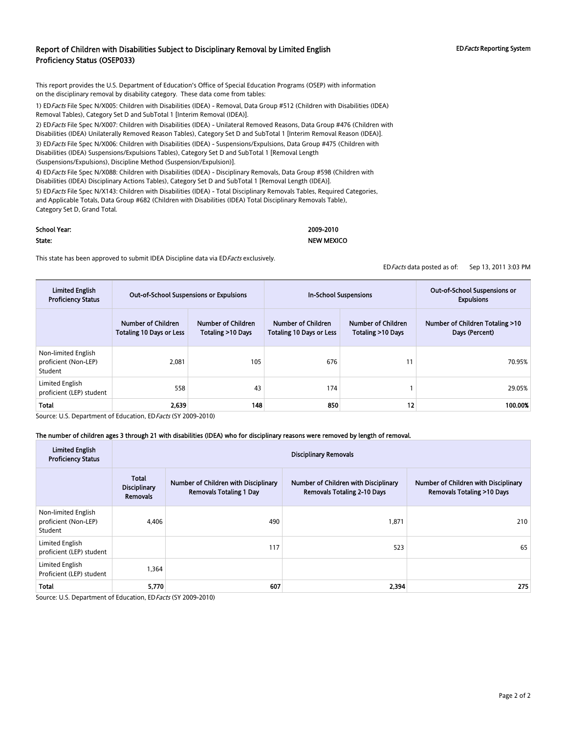# Report of Children with Disabilities Subject to Disciplinary Removal by Limited English Proficiency Status (OSEP033)

ED*Facts* Reporting System

This report provides the U.S. Department of Education's Office of Special Education Programs (OSEP) with information on the disciplinary removal by disability category. These data come from tables:

1) ED*Facts* File Spec N/X005: Children with Disabilities (IDEA) - Removal, Data Group #512 (Children with Disabilities (IDEA) Removal Tables), Category Set D and SubTotal 1 [Interim Removal (IDEA)].

2) ED*Facts* File Spec N/X007: Children with Disabilities (IDEA) - Unilateral Removed Reasons, Data Group #476 (Children with Disabilities (IDEA) Unilaterally Removed Reason Tables), Category Set D and SubTotal 1 [Interim Removal Reason (IDEA)].

3) ED*Facts* File Spec N/X006: Children with Disabilities (IDEA) - Suspensions/Expulsions, Data Group #475 (Children with Disabilities (IDEA) Suspensions/Expulsions Tables), Category Set D and SubTotal 1 [Removal Length (Suspensions/Expulsions), Discipline Method (Suspension/Expulsion)].

4) ED*Facts* File Spec N/X088: Children with Disabilities (IDEA) - Disciplinary Removals, Data Group #598 (Children with Disabilities (IDEA) Disciplinary Actions Tables), Category Set D and SubTotal 1 [Removal Length (IDEA)].

5) ED*Facts* File Spec N/X143: Children with Disabilities (IDEA) - Total Disciplinary Removals Tables, Required Categories, and Applicable Totals, Data Group #682 (Children with Disabilities (IDEA) Total Disciplinary Removals Table), Category Set D, Grand Total.

**School Year:** 2009-2010

**State:** NEW MEXICO

This state has been approved to submit IDEA Discipline data via ED*Facts* exclusively.

ED*Facts* data posted as of: Sep 13, 2011 3:03 PM

| Limited English Proficiency Status | Out-of-School Suspensions or Expulsions | | In-School Suspensions | | Out-of-School Suspensions or Expulsions |
|---|---|---|---|---|---|
| | Number of Children Totaling 10 Days or Less | Number of Children Totaling >10 Days | Number of Children Totaling 10 Days or Less | Number of Children Totaling >10 Days | Number of Children Totaling >10 Days (Percent) |
| Non-limited English proficient (Non-LEP) Student | 2,081 | 105 | 676 | 11 | 70.95% |
| Limited English proficient (LEP) student | 558 | 43 | 174 | 1 | 29.05% |
| **Total** | **2,639** | **148** | **850** | **12** | **100.00%** |

Source: U.S. Department of Education, ED*Facts* (SY 2009-2010)

**The number of children ages 3 through 21 with disabilities (IDEA) who for disciplinary reasons were removed by length of removal.**

| Limited English Proficiency Status | Disciplinary Removals | | | |
|---|---|---|---|---|
| | Total Disciplinary Removals | Number of Children with Disciplinary Removals Totaling 1 Day | Number of Children with Disciplinary Removals Totaling 2-10 Days | Number of Children with Disciplinary Removals Totaling >10 Days |
| Non-limited English proficient (Non-LEP) Student | 4,406 | 490 | 1,871 | 210 |
| Limited English proficient (LEP) student | | 117 | 523 | 65 |
| Limited English Proficient (LEP) student | 1,364 | | | |
| **Total** | **5,770** | **607** | **2,394** | **275** |

Source: U.S. Department of Education, ED*Facts* (SY 2009-2010)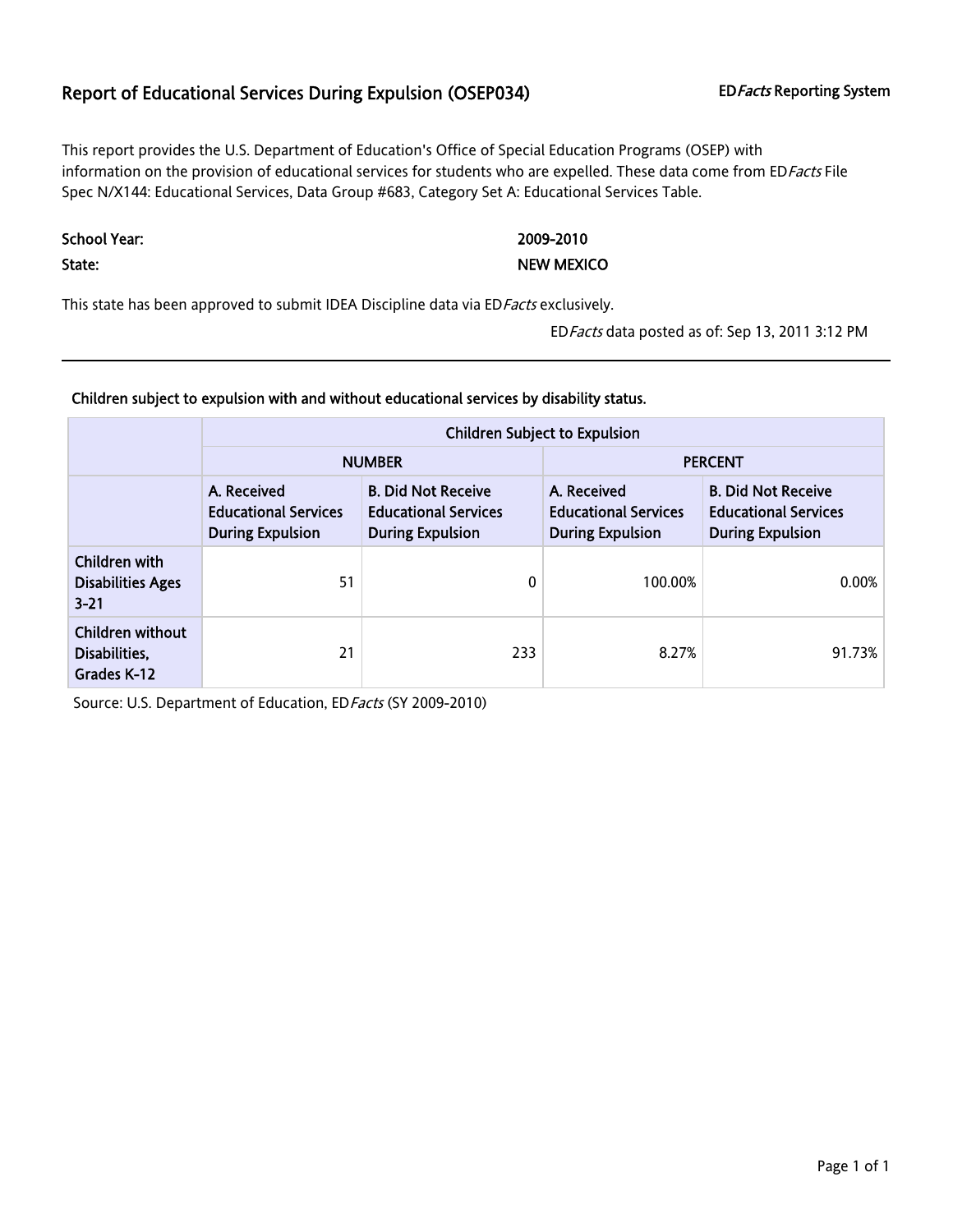# Report of Educational Services During Expulsion (OSEP034)

ED*Facts* Reporting System

This report provides the U.S. Department of Education's Office of Special Education Programs (OSEP) with information on the provision of educational services for students who are expelled. These data come from ED*Facts* File Spec N/X144: Educational Services, Data Group #683, Category Set A: Educational Services Table.

**School Year:** 2009-2010

**State:** NEW MEXICO

This state has been approved to submit IDEA Discipline data via ED*Facts* exclusively.

ED*Facts* data posted as of: Sep 13, 2011 3:12 PM

---

**Children subject to expulsion with and without educational services by disability status.**

| | Children Subject to Expulsion | | | |
|---|---|---|---|---|
| | NUMBER | | PERCENT | |
| | A. Received Educational Services During Expulsion | B. Did Not Receive Educational Services During Expulsion | A. Received Educational Services During Expulsion | B. Did Not Receive Educational Services During Expulsion |
| Children with Disabilities Ages 3-21 | 51 | 0 | 100.00% | 0.00% |
| Children without Disabilities, Grades K-12 | 21 | 233 | 8.27% | 91.73% |

Source: U.S. Department of Education, ED*Facts* (SY 2009-2010)